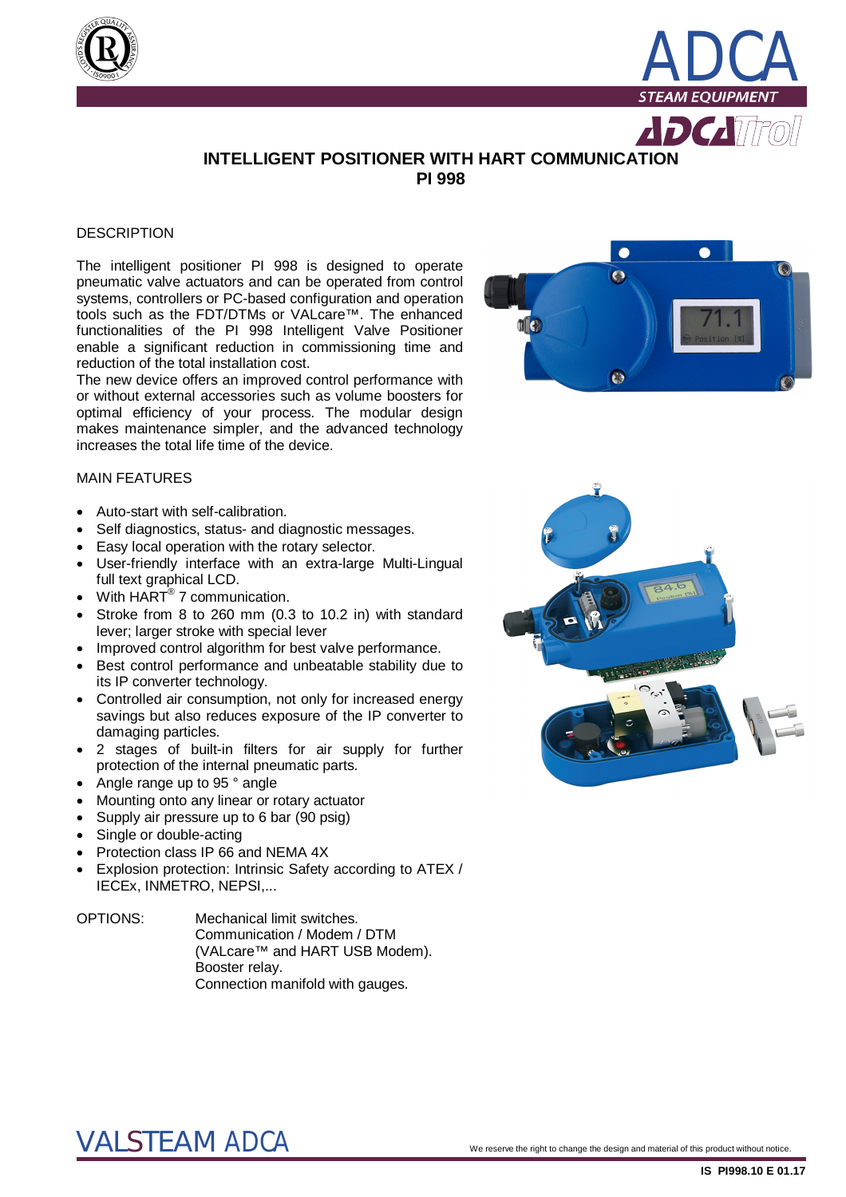# INTELLIGENT POSITIONER WITH HART COMMUNICATION
# PI 998

## DESCRIPTION

The intelligent positioner PI 998 is designed to operate pneumatic valve actuators and can be operated from control systems, controllers or PC-based configuration and operation tools such as the FDT/DTMs or VALcare™. The enhanced functionalities of the PI 998 Intelligent Valve Positioner enable a significant reduction in commissioning time and reduction of the total installation cost.
The new device offers an improved control performance with or without external accessories such as volume boosters for optimal efficiency of your process. The modular design makes maintenance simpler, and the advanced technology increases the total life time of the device.

## MAIN FEATURES

- Auto-start with self-calibration.
- Self diagnostics, status- and diagnostic messages.
- Easy local operation with the rotary selector.
- User-friendly interface with an extra-large Multi-Lingual full text graphical LCD.
- With HART® 7 communication.
- Stroke from 8 to 260 mm (0.3 to 10.2 in) with standard lever; larger stroke with special lever
- Improved control algorithm for best valve performance.
- Best control performance and unbeatable stability due to its IP converter technology.
- Controlled air consumption, not only for increased energy savings but also reduces exposure of the IP converter to damaging particles.
- 2 stages of built-in filters for air supply for further protection of the internal pneumatic parts.
- Angle range up to 95 ° angle
- Mounting onto any linear or rotary actuator
- Supply air pressure up to 6 bar (90 psig)
- Single or double-acting
- Protection class IP 66 and NEMA 4X
- Explosion protection: Intrinsic Safety according to ATEX / IECEx, INMETRO, NEPSI,...

OPTIONS: Mechanical limit switches.
Communication / Modem / DTM (VALcare™ and HART USB Modem).
Booster relay.
Connection manifold with gauges.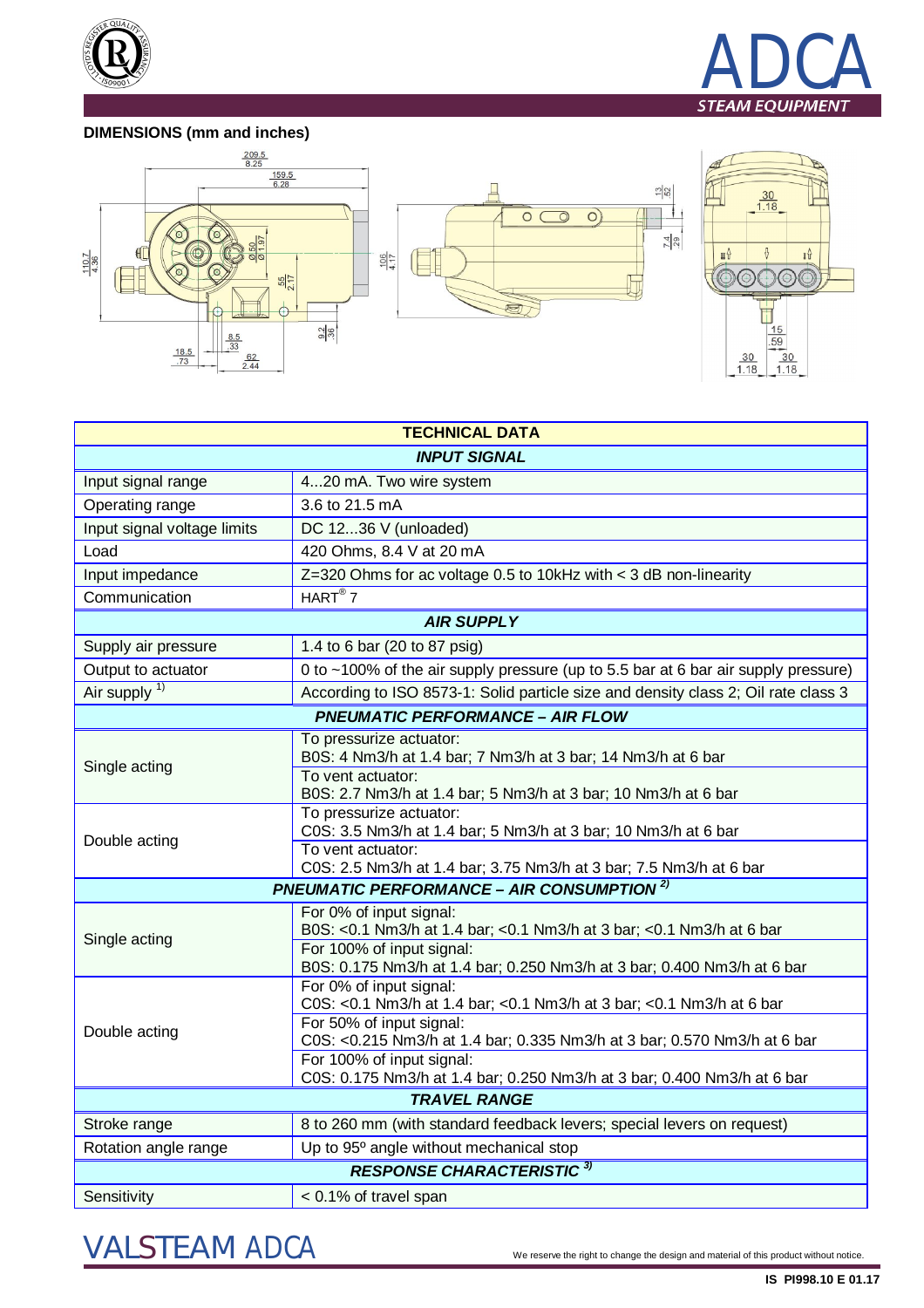## DIMENSIONS (mm and inches)

| TECHNICAL DATA | |
|---|---|
| ***INPUT SIGNAL*** | |
| Input signal range | 4...20 mA. Two wire system |
| Operating range | 3.6 to 21.5 mA |
| Input signal voltage limits | DC 12...36 V (unloaded) |
| Load | 420 Ohms, 8.4 V at 20 mA |
| Input impedance | Z=320 Ohms for ac voltage 0.5 to 10kHz with < 3 dB non-linearity |
| Communication | HART® 7 |
| ***AIR SUPPLY*** | |
| Supply air pressure | 1.4 to 6 bar (20 to 87 psig) |
| Output to actuator | 0 to ~100% of the air supply pressure (up to 5.5 bar at 6 bar air supply pressure) |
| Air supply [1] | According to ISO 8573-1: Solid particle size and density class 2; Oil rate class 3 |
| ***PNEUMATIC PERFORMANCE – AIR FLOW*** | |
| Single acting | To pressurize actuator:<br>B0S: 4 Nm3/h at 1.4 bar; 7 Nm3/h at 3 bar; 14 Nm3/h at 6 bar |
| | To vent actuator:<br>B0S: 2.7 Nm3/h at 1.4 bar; 5 Nm3/h at 3 bar; 10 Nm3/h at 6 bar |
| Double acting | To pressurize actuator:<br>C0S: 3.5 Nm3/h at 1.4 bar; 5 Nm3/h at 3 bar; 10 Nm3/h at 6 bar |
| | To vent actuator:<br>C0S: 2.5 Nm3/h at 1.4 bar; 3.75 Nm3/h at 3 bar; 7.5 Nm3/h at 6 bar |
| ***PNEUMATIC PERFORMANCE – AIR CONSUMPTION [2]*** | |
| Single acting | For 0% of input signal:<br>B0S: <0.1 Nm3/h at 1.4 bar; <0.1 Nm3/h at 3 bar; <0.1 Nm3/h at 6 bar |
| | For 100% of input signal:<br>B0S: 0.175 Nm3/h at 1.4 bar; 0.250 Nm3/h at 3 bar; 0.400 Nm3/h at 6 bar |
| Double acting | For 0% of input signal:<br>C0S: <0.1 Nm3/h at 1.4 bar; <0.1 Nm3/h at 3 bar; <0.1 Nm3/h at 6 bar |
| | For 50% of input signal:<br>C0S: <0.215 Nm3/h at 1.4 bar; 0.335 Nm3/h at 3 bar; 0.570 Nm3/h at 6 bar |
| | For 100% of input signal:<br>C0S: 0.175 Nm3/h at 1.4 bar; 0.250 Nm3/h at 3 bar; 0.400 Nm3/h at 6 bar |
| ***TRAVEL RANGE*** | |
| Stroke range | 8 to 260 mm (with standard feedback levers; special levers on request) |
| Rotation angle range | Up to 95º angle without mechanical stop |
| ***RESPONSE CHARACTERISTIC [3]*** | |
| Sensitivity | < 0.1% of travel span |

We reserve the right to change the design and material of this product without notice.

IS PI998.10 E 01.17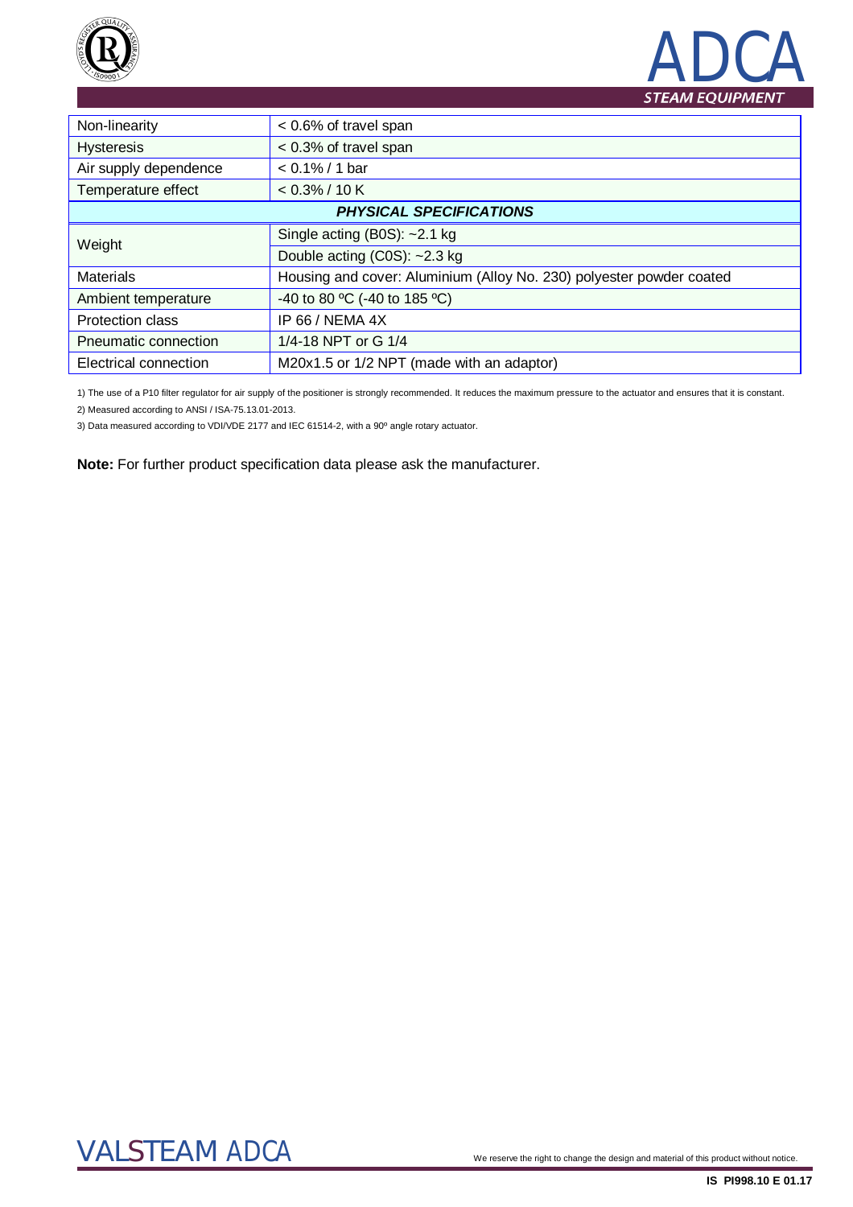| | |
|---|---|
| Non-linearity | < 0.6% of travel span |
| Hysteresis | < 0.3% of travel span |
| Air supply dependence | < 0.1% / 1 bar |
| Temperature effect | < 0.3% / 10 K |
| ***PHYSICAL SPECIFICATIONS*** | |
| Weight | Single acting (B0S): ~2.1 kg |
| | Double acting (C0S): ~2.3 kg |
| Materials | Housing and cover: Aluminium (Alloy No. 230) polyester powder coated |
| Ambient temperature | -40 to 80 ºC (-40 to 185 ºC) |
| Protection class | IP 66 / NEMA 4X |
| Pneumatic connection | 1/4-18 NPT or G 1/4 |
| Electrical connection | M20x1.5 or 1/2 NPT (made with an adaptor) |

1) The use of a P10 filter regulator for air supply of the positioner is strongly recommended. It reduces the maximum pressure to the actuator and ensures that it is constant.

2) Measured according to ANSI / ISA-75.13.01-2013.

3) Data measured according to VDI/VDE 2177 and IEC 61514-2, with a 90º angle rotary actuator.

**Note:** For further product specification data please ask the manufacturer.

We reserve the right to change the design and material of this product without notice.

IS PI998.10 E 01.17